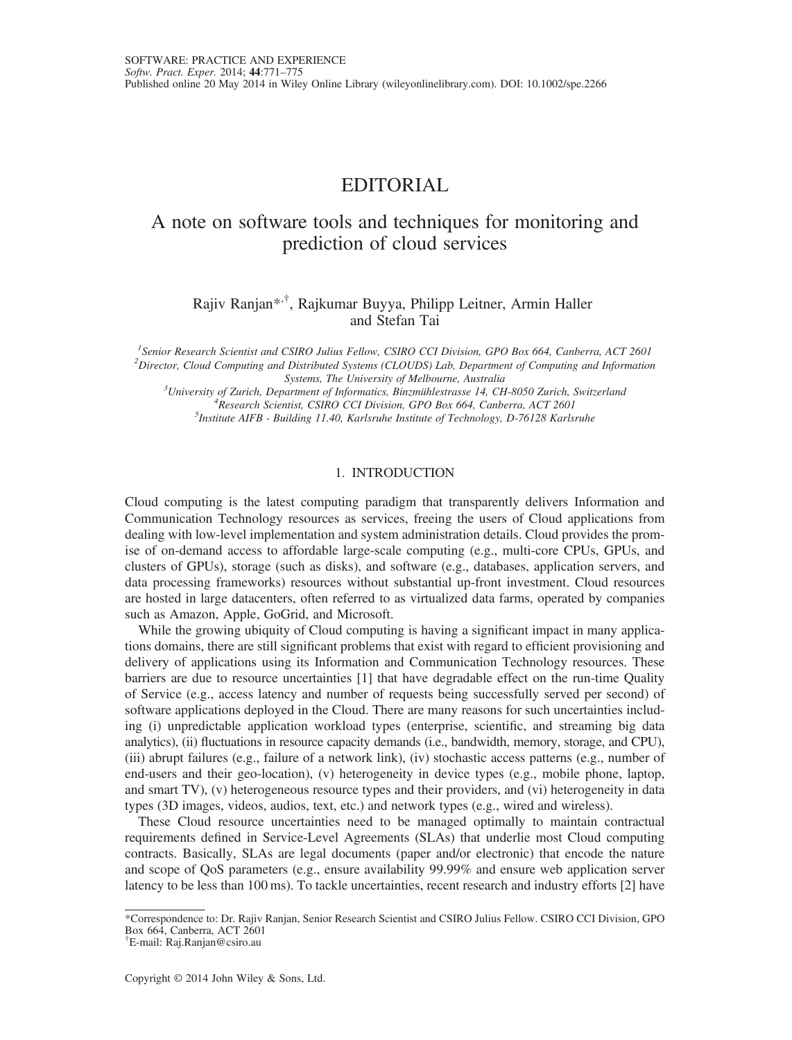# EDITORIAL

## A note on software tools and techniques for monitoring and prediction of cloud services

Rajiv Ranjan*[,†], Rajkumar Buyya, Philipp Leitner, Armin Haller and Stefan Tai

[1]*Senior Research Scientist and CSIRO Julius Fellow, CSIRO CCI Division, GPO Box 664, Canberra, ACT 2601*
[2]*Director, Cloud Computing and Distributed Systems (CLOUDS) Lab, Department of Computing and Information Systems, The University of Melbourne, Australia*
[3]*University of Zurich, Department of Informatics, Binzmühlestrasse 14, CH-8050 Zurich, Switzerland*
[4]*Research Scientist, CSIRO CCI Division, GPO Box 664, Canberra, ACT 2601*
[5]*Institute AIFB - Building 11.40, Karlsruhe Institute of Technology, D-76128 Karlsruhe*

### 1. INTRODUCTION

Cloud computing is the latest computing paradigm that transparently delivers Information and Communication Technology resources as services, freeing the users of Cloud applications from dealing with low-level implementation and system administration details. Cloud provides the promise of on-demand access to affordable large-scale computing (e.g., multi-core CPUs, GPUs, and clusters of GPUs), storage (such as disks), and software (e.g., databases, application servers, and data processing frameworks) resources without substantial up-front investment. Cloud resources are hosted in large datacenters, often referred to as virtualized data farms, operated by companies such as Amazon, Apple, GoGrid, and Microsoft.

While the growing ubiquity of Cloud computing is having a significant impact in many applications domains, there are still significant problems that exist with regard to efficient provisioning and delivery of applications using its Information and Communication Technology resources. These barriers are due to resource uncertainties [1] that have degradable effect on the run-time Quality of Service (e.g., access latency and number of requests being successfully served per second) of software applications deployed in the Cloud. There are many reasons for such uncertainties including (i) unpredictable application workload types (enterprise, scientific, and streaming big data analytics), (ii) fluctuations in resource capacity demands (i.e., bandwidth, memory, storage, and CPU), (iii) abrupt failures (e.g., failure of a network link), (iv) stochastic access patterns (e.g., number of end-users and their geo-location), (v) heterogeneity in device types (e.g., mobile phone, laptop, and smart TV), (v) heterogeneous resource types and their providers, and (vi) heterogeneity in data types (3D images, videos, audios, text, etc.) and network types (e.g., wired and wireless).

These Cloud resource uncertainties need to be managed optimally to maintain contractual requirements defined in Service-Level Agreements (SLAs) that underlie most Cloud computing contracts. Basically, SLAs are legal documents (paper and/or electronic) that encode the nature and scope of QoS parameters (e.g., ensure availability 99.99% and ensure web application server latency to be less than 100 ms). To tackle uncertainties, recent research and industry efforts [2] have

---

*Correspondence to: Dr. Rajiv Ranjan, Senior Research Scientist and CSIRO Julius Fellow. CSIRO CCI Division, GPO Box 664, Canberra, ACT 2601

†E-mail: Raj.Ranjan@csiro.au

Copyright © 2014 John Wiley & Sons, Ltd.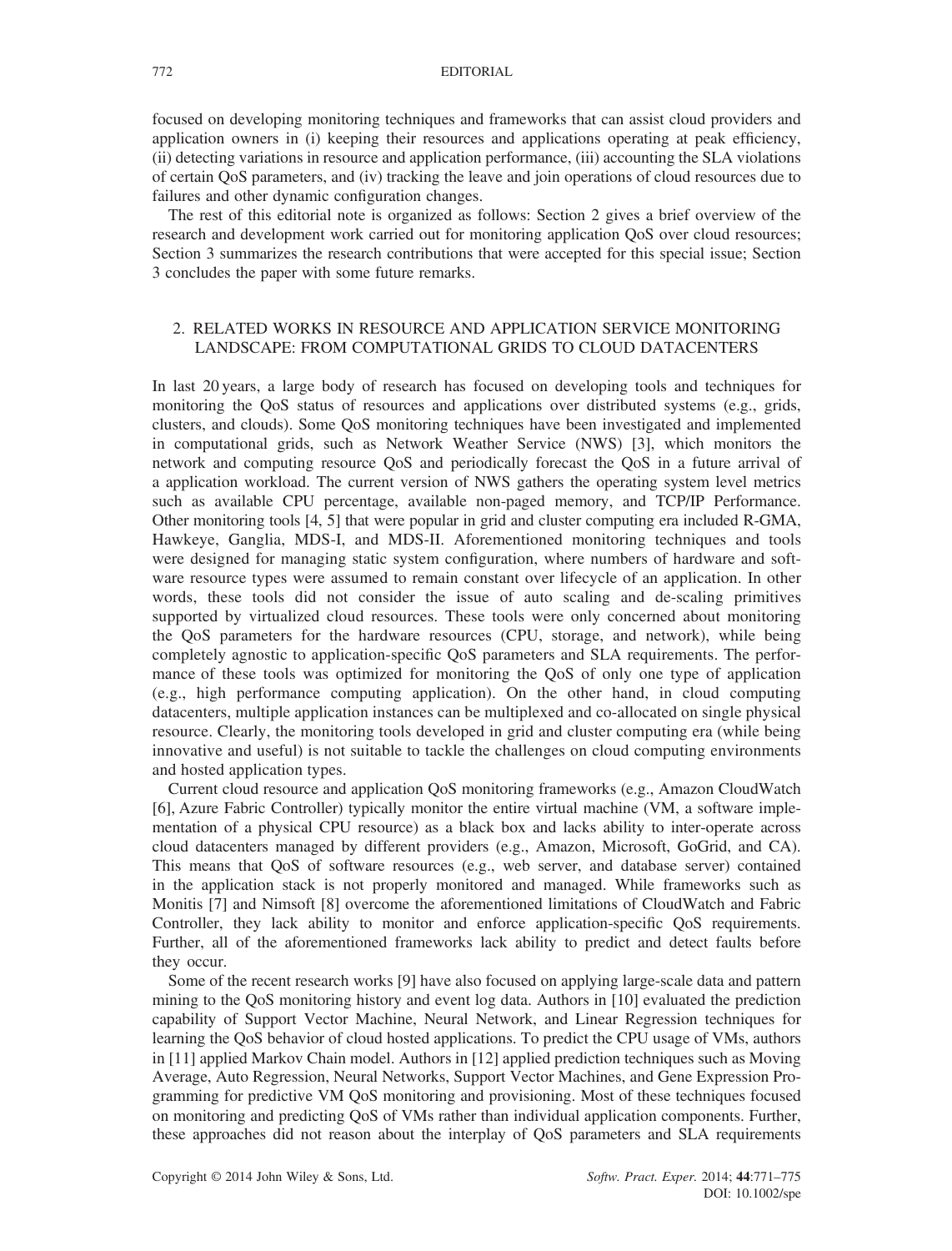focused on developing monitoring techniques and frameworks that can assist cloud providers and application owners in (i) keeping their resources and applications operating at peak efficiency, (ii) detecting variations in resource and application performance, (iii) accounting the SLA violations of certain QoS parameters, and (iv) tracking the leave and join operations of cloud resources due to failures and other dynamic configuration changes.

The rest of this editorial note is organized as follows: Section 2 gives a brief overview of the research and development work carried out for monitoring application QoS over cloud resources; Section 3 summarizes the research contributions that were accepted for this special issue; Section 3 concludes the paper with some future remarks.

## 2. RELATED WORKS IN RESOURCE AND APPLICATION SERVICE MONITORING LANDSCAPE: FROM COMPUTATIONAL GRIDS TO CLOUD DATACENTERS

In last 20 years, a large body of research has focused on developing tools and techniques for monitoring the QoS status of resources and applications over distributed systems (e.g., grids, clusters, and clouds). Some QoS monitoring techniques have been investigated and implemented in computational grids, such as Network Weather Service (NWS) [3], which monitors the network and computing resource QoS and periodically forecast the QoS in a future arrival of a application workload. The current version of NWS gathers the operating system level metrics such as available CPU percentage, available non-paged memory, and TCP/IP Performance. Other monitoring tools [4, 5] that were popular in grid and cluster computing era included R-GMA, Hawkeye, Ganglia, MDS-I, and MDS-II. Aforementioned monitoring techniques and tools were designed for managing static system configuration, where numbers of hardware and software resource types were assumed to remain constant over lifecycle of an application. In other words, these tools did not consider the issue of auto scaling and de-scaling primitives supported by virtualized cloud resources. These tools were only concerned about monitoring the QoS parameters for the hardware resources (CPU, storage, and network), while being completely agnostic to application-specific QoS parameters and SLA requirements. The performance of these tools was optimized for monitoring the QoS of only one type of application (e.g., high performance computing application). On the other hand, in cloud computing datacenters, multiple application instances can be multiplexed and co-allocated on single physical resource. Clearly, the monitoring tools developed in grid and cluster computing era (while being innovative and useful) is not suitable to tackle the challenges on cloud computing environments and hosted application types.

Current cloud resource and application QoS monitoring frameworks (e.g., Amazon CloudWatch [6], Azure Fabric Controller) typically monitor the entire virtual machine (VM, a software implementation of a physical CPU resource) as a black box and lacks ability to inter-operate across cloud datacenters managed by different providers (e.g., Amazon, Microsoft, GoGrid, and CA). This means that QoS of software resources (e.g., web server, and database server) contained in the application stack is not properly monitored and managed. While frameworks such as Monitis [7] and Nimsoft [8] overcome the aforementioned limitations of CloudWatch and Fabric Controller, they lack ability to monitor and enforce application-specific QoS requirements. Further, all of the aforementioned frameworks lack ability to predict and detect faults before they occur.

Some of the recent research works [9] have also focused on applying large-scale data and pattern mining to the QoS monitoring history and event log data. Authors in [10] evaluated the prediction capability of Support Vector Machine, Neural Network, and Linear Regression techniques for learning the QoS behavior of cloud hosted applications. To predict the CPU usage of VMs, authors in [11] applied Markov Chain model. Authors in [12] applied prediction techniques such as Moving Average, Auto Regression, Neural Networks, Support Vector Machines, and Gene Expression Programming for predictive VM QoS monitoring and provisioning. Most of these techniques focused on monitoring and predicting QoS of VMs rather than individual application components. Further, these approaches did not reason about the interplay of QoS parameters and SLA requirements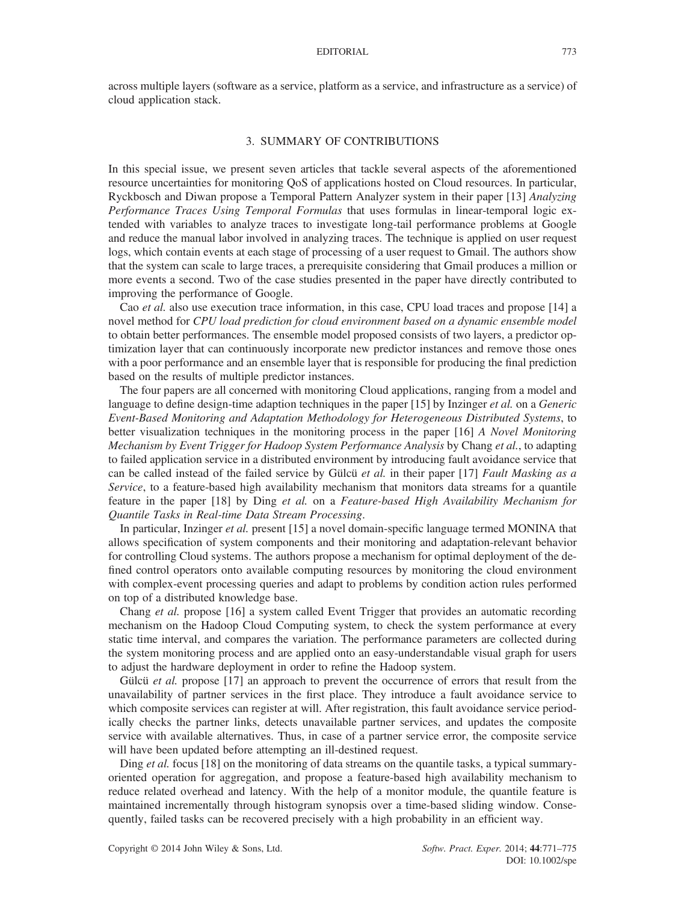across multiple layers (software as a service, platform as a service, and infrastructure as a service) of cloud application stack.

## 3. SUMMARY OF CONTRIBUTIONS

In this special issue, we present seven articles that tackle several aspects of the aforementioned resource uncertainties for monitoring QoS of applications hosted on Cloud resources. In particular, Ryckbosch and Diwan propose a Temporal Pattern Analyzer system in their paper [13] *Analyzing Performance Traces Using Temporal Formulas* that uses formulas in linear-temporal logic extended with variables to analyze traces to investigate long-tail performance problems at Google and reduce the manual labor involved in analyzing traces. The technique is applied on user request logs, which contain events at each stage of processing of a user request to Gmail. The authors show that the system can scale to large traces, a prerequisite considering that Gmail produces a million or more events a second. Two of the case studies presented in the paper have directly contributed to improving the performance of Google.

Cao *et al.* also use execution trace information, in this case, CPU load traces and propose [14] a novel method for *CPU load prediction for cloud environment based on a dynamic ensemble model* to obtain better performances. The ensemble model proposed consists of two layers, a predictor optimization layer that can continuously incorporate new predictor instances and remove those ones with a poor performance and an ensemble layer that is responsible for producing the final prediction based on the results of multiple predictor instances.

The four papers are all concerned with monitoring Cloud applications, ranging from a model and language to define design-time adaption techniques in the paper [15] by Inzinger *et al.* on a *Generic Event-Based Monitoring and Adaptation Methodology for Heterogeneous Distributed Systems*, to better visualization techniques in the monitoring process in the paper [16] *A Novel Monitoring Mechanism by Event Trigger for Hadoop System Performance Analysis* by Chang *et al.*, to adapting to failed application service in a distributed environment by introducing fault avoidance service that can be called instead of the failed service by Gülcü *et al.* in their paper [17] *Fault Masking as a Service*, to a feature-based high availability mechanism that monitors data streams for a quantile feature in the paper [18] by Ding *et al.* on a *Feature-based High Availability Mechanism for Quantile Tasks in Real-time Data Stream Processing*.

In particular, Inzinger *et al.* present [15] a novel domain-specific language termed MONINA that allows specification of system components and their monitoring and adaptation-relevant behavior for controlling Cloud systems. The authors propose a mechanism for optimal deployment of the defined control operators onto available computing resources by monitoring the cloud environment with complex-event processing queries and adapt to problems by condition action rules performed on top of a distributed knowledge base.

Chang *et al.* propose [16] a system called Event Trigger that provides an automatic recording mechanism on the Hadoop Cloud Computing system, to check the system performance at every static time interval, and compares the variation. The performance parameters are collected during the system monitoring process and are applied onto an easy-understandable visual graph for users to adjust the hardware deployment in order to refine the Hadoop system.

Gülcü *et al.* propose [17] an approach to prevent the occurrence of errors that result from the unavailability of partner services in the first place. They introduce a fault avoidance service to which composite services can register at will. After registration, this fault avoidance service periodically checks the partner links, detects unavailable partner services, and updates the composite service with available alternatives. Thus, in case of a partner service error, the composite service will have been updated before attempting an ill-destined request.

Ding *et al.* focus [18] on the monitoring of data streams on the quantile tasks, a typical summary-oriented operation for aggregation, and propose a feature-based high availability mechanism to reduce related overhead and latency. With the help of a monitor module, the quantile feature is maintained incrementally through histogram synopsis over a time-based sliding window. Consequently, failed tasks can be recovered precisely with a high probability in an efficient way.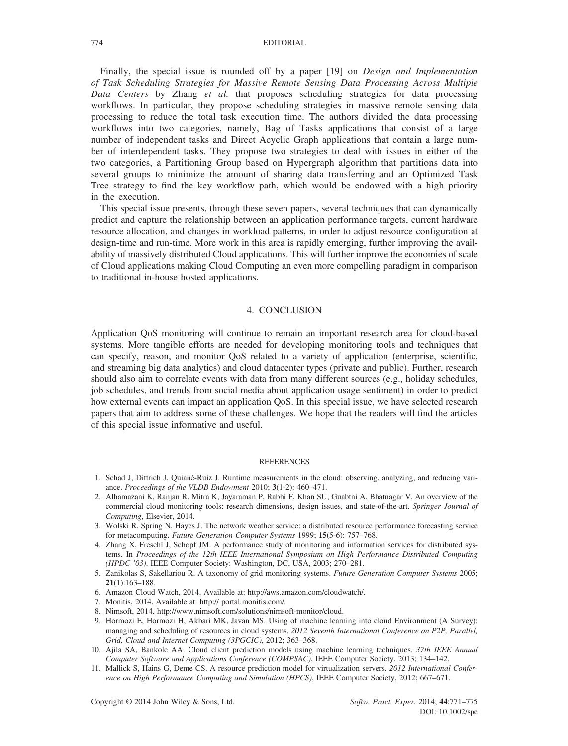Finally, the special issue is rounded off by a paper [19] on *Design and Implementation of Task Scheduling Strategies for Massive Remote Sensing Data Processing Across Multiple Data Centers* by Zhang *et al.* that proposes scheduling strategies for data processing workflows. In particular, they propose scheduling strategies in massive remote sensing data processing to reduce the total task execution time. The authors divided the data processing workflows into two categories, namely, Bag of Tasks applications that consist of a large number of independent tasks and Direct Acyclic Graph applications that contain a large number of interdependent tasks. They propose two strategies to deal with issues in either of the two categories, a Partitioning Group based on Hypergraph algorithm that partitions data into several groups to minimize the amount of sharing data transferring and an Optimized Task Tree strategy to find the key workflow path, which would be endowed with a high priority in the execution.

This special issue presents, through these seven papers, several techniques that can dynamically predict and capture the relationship between an application performance targets, current hardware resource allocation, and changes in workload patterns, in order to adjust resource configuration at design-time and run-time. More work in this area is rapidly emerging, further improving the availability of massively distributed Cloud applications. This will further improve the economies of scale of Cloud applications making Cloud Computing an even more compelling paradigm in comparison to traditional in-house hosted applications.

## 4. CONCLUSION

Application QoS monitoring will continue to remain an important research area for cloud-based systems. More tangible efforts are needed for developing monitoring tools and techniques that can specify, reason, and monitor QoS related to a variety of application (enterprise, scientific, and streaming big data analytics) and cloud datacenter types (private and public). Further, research should also aim to correlate events with data from many different sources (e.g., holiday schedules, job schedules, and trends from social media about application usage sentiment) in order to predict how external events can impact an application QoS. In this special issue, we have selected research papers that aim to address some of these challenges. We hope that the readers will find the articles of this special issue informative and useful.

## REFERENCES

1. Schad J, Dittrich J, Quiané-Ruiz J. Runtime measurements in the cloud: observing, analyzing, and reducing variance. *Proceedings of the VLDB Endowment* 2010; **3**(1-2): 460–471.
2. Alhamazani K, Ranjan R, Mitra K, Jayaraman P, Rabhi F, Khan SU, Guabtni A, Bhatnagar V. An overview of the commercial cloud monitoring tools: research dimensions, design issues, and state-of-the-art. *Springer Journal of Computing*, Elsevier, 2014.
3. Wolski R, Spring N, Hayes J. The network weather service: a distributed resource performance forecasting service for metacomputing. *Future Generation Computer Systems* 1999; **15**(5-6): 757–768.
4. Zhang X, Freschl J, Schopf JM. A performance study of monitoring and information services for distributed systems. In *Proceedings of the 12th IEEE International Symposium on High Performance Distributed Computing (HPDC '03)*. IEEE Computer Society: Washington, DC, USA, 2003; 270–281.
5. Zanikolas S, Sakellariou R. A taxonomy of grid monitoring systems. *Future Generation Computer Systems* 2005; **21**(1):163–188.
6. Amazon Cloud Watch, 2014. Available at: http://aws.amazon.com/cloudwatch/.
7. Monitis, 2014. Available at: http:// portal.monitis.com/.
8. Nimsoft, 2014. http://www.nimsoft.com/solutions/nimsoft-monitor/cloud.
9. Hormozi E, Hormozi H, Akbari MK, Javan MS. Using of machine learning into cloud Environment (A Survey): managing and scheduling of resources in cloud systems. *2012 Seventh International Conference on P2P, Parallel, Grid, Cloud and Internet Computing (3PGCIC)*, 2012; 363–368.
10. Ajila SA, Bankole AA. Cloud client prediction models using machine learning techniques. *37th IEEE Annual Computer Software and Applications Conference (COMPSAC)*, IEEE Computer Society, 2013; 134–142.
11. Mallick S, Hains G, Deme CS. A resource prediction model for virtualization servers. *2012 International Conference on High Performance Computing and Simulation (HPCS)*, IEEE Computer Society, 2012; 667–671.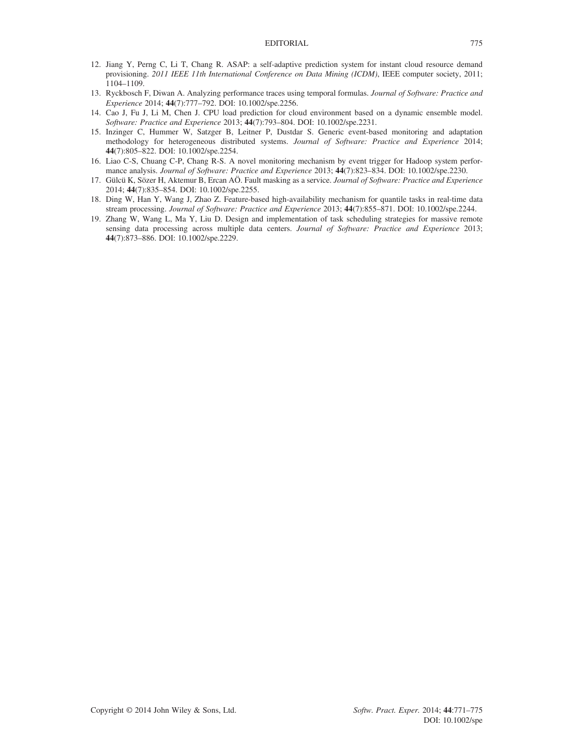12. Jiang Y, Perng C, Li T, Chang R. ASAP: a self-adaptive prediction system for instant cloud resource demand provisioning. *2011 IEEE 11th International Conference on Data Mining (ICDM)*, IEEE computer society, 2011; 1104–1109.
13. Ryckbosch F, Diwan A. Analyzing performance traces using temporal formulas. *Journal of Software: Practice and Experience* 2014; **44**(7):777–792. DOI: 10.1002/spe.2256.
14. Cao J, Fu J, Li M, Chen J. CPU load prediction for cloud environment based on a dynamic ensemble model. *Software: Practice and Experience* 2013; **44**(7):793–804. DOI: 10.1002/spe.2231.
15. Inzinger C, Hummer W, Satzger B, Leitner P, Dustdar S. Generic event-based monitoring and adaptation methodology for heterogeneous distributed systems. *Journal of Software: Practice and Experience* 2014; **44**(7):805–822. DOI: 10.1002/spe.2254.
16. Liao C-S, Chuang C-P, Chang R-S. A novel monitoring mechanism by event trigger for Hadoop system performance analysis. *Journal of Software: Practice and Experience* 2013; **44**(7):823–834. DOI: 10.1002/spe.2230.
17. Gülcü K, Sözer H, Aktemur B, Ercan AÖ. Fault masking as a service. *Journal of Software: Practice and Experience* 2014; **44**(7):835–854. DOI: 10.1002/spe.2255.
18. Ding W, Han Y, Wang J, Zhao Z. Feature-based high-availability mechanism for quantile tasks in real-time data stream processing. *Journal of Software: Practice and Experience* 2013; **44**(7):855–871. DOI: 10.1002/spe.2244.
19. Zhang W, Wang L, Ma Y, Liu D. Design and implementation of task scheduling strategies for massive remote sensing data processing across multiple data centers. *Journal of Software: Practice and Experience* 2013; **44**(7):873–886. DOI: 10.1002/spe.2229.